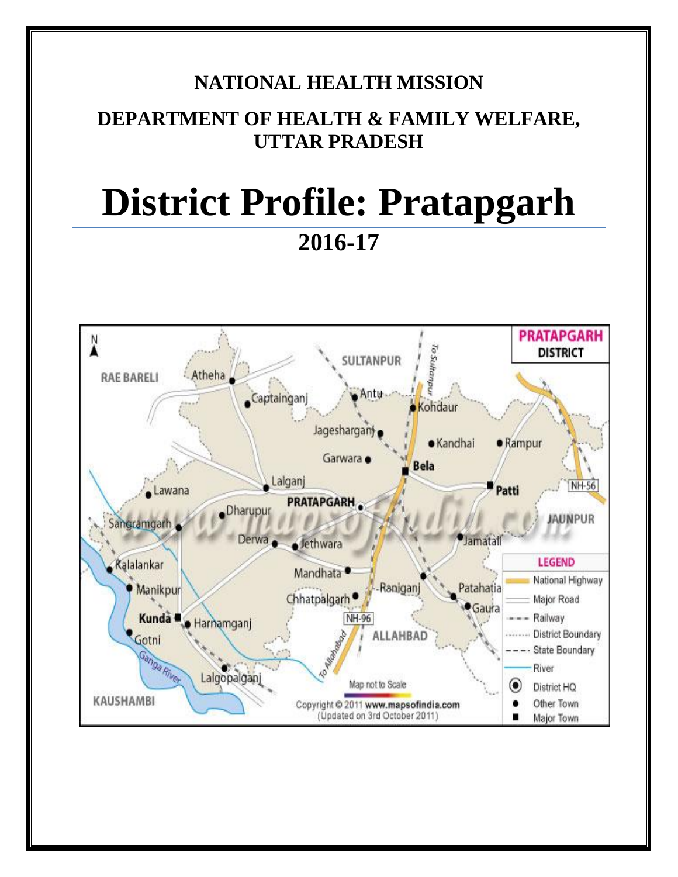**NATIONAL HEALTH MISSION**

**DEPARTMENT OF HEALTH & FAMILY WELFARE, UTTAR PRADESH**

# District Profile: Pratapgarh

## 2016-17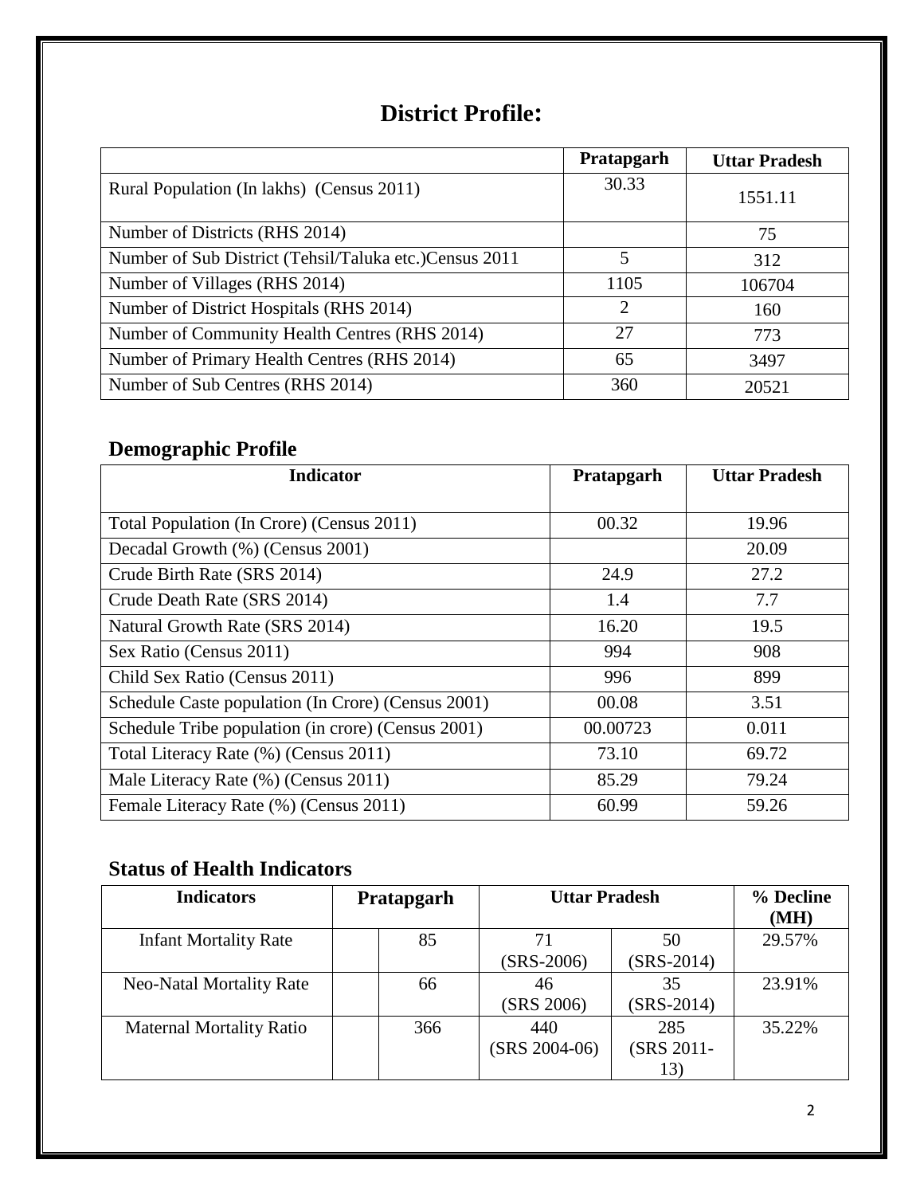# District Profile:

| | Pratapgarh | Uttar Pradesh |
|---|---|---|
| Rural Population (In lakhs) (Census 2011) | 30.33 | 1551.11 |
| Number of Districts (RHS 2014) | | 75 |
| Number of Sub District (Tehsil/Taluka etc.)Census 2011 | 5 | 312 |
| Number of Villages (RHS 2014) | 1105 | 106704 |
| Number of District Hospitals (RHS 2014) | 2 | 160 |
| Number of Community Health Centres (RHS 2014) | 27 | 773 |
| Number of Primary Health Centres (RHS 2014) | 65 | 3497 |
| Number of Sub Centres (RHS 2014) | 360 | 20521 |

## Demographic Profile

| Indicator | Pratapgarh | Uttar Pradesh |
|---|---|---|
| Total Population (In Crore) (Census 2011) | 00.32 | 19.96 |
| Decadal Growth (%) (Census 2001) | | 20.09 |
| Crude Birth Rate (SRS 2014) | 24.9 | 27.2 |
| Crude Death Rate (SRS 2014) | 1.4 | 7.7 |
| Natural Growth Rate (SRS 2014) | 16.20 | 19.5 |
| Sex Ratio (Census 2011) | 994 | 908 |
| Child Sex Ratio (Census 2011) | 996 | 899 |
| Schedule Caste population (In Crore) (Census 2001) | 00.08 | 3.51 |
| Schedule Tribe population (in crore) (Census 2001) | 00.00723 | 0.011 |
| Total Literacy Rate (%) (Census 2011) | 73.10 | 69.72 |
| Male Literacy Rate (%) (Census 2011) | 85.29 | 79.24 |
| Female Literacy Rate (%) (Census 2011) | 60.99 | 59.26 |

## Status of Health Indicators

| Indicators | Pratapgarh | | Uttar Pradesh | | % Decline (MH) |
|---|---|---|---|---|---|
| Infant Mortality Rate | | 85 | 71 (SRS-2006) | 50 (SRS-2014) | 29.57% |
| Neo-Natal Mortality Rate | | 66 | 46 (SRS 2006) | 35 (SRS-2014) | 23.91% |
| Maternal Mortality Ratio | | 366 | 440 (SRS 2004-06) | 285 (SRS 2011-13) | 35.22% |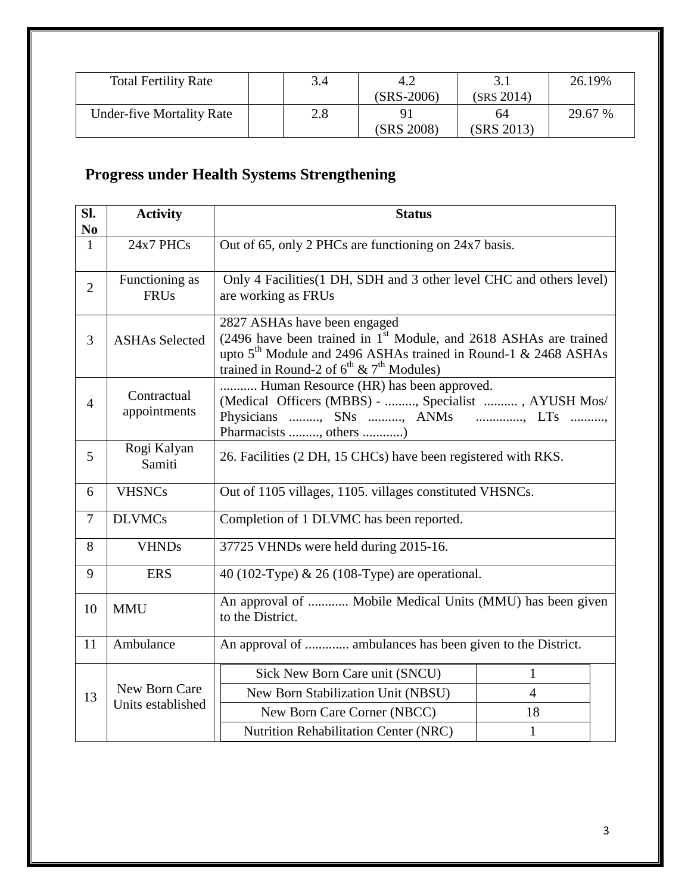| Total Fertility Rate | | 3.4 | 4.2 (SRS-2006) | 3.1 (SRS 2014) | 26.19% |
|---|---|---|---|---|---|
| Under-five Mortality Rate | | 2.8 | 91 (SRS 2008) | 64 (SRS 2013) | 29.67 % |

## Progress under Health Systems Strengthening

| Sl. No | Activity | Status |
|---|---|---|
| 1 | 24x7 PHCs | Out of 65, only 2 PHCs are functioning on 24x7 basis. |
| 2 | Functioning as FRUs | Only 4 Facilities(1 DH, SDH and 3 other level CHC and others level) are working as FRUs |
| 3 | ASHAs Selected | 2827 ASHAs have been engaged (2496 have been trained in 1st Module, and 2618 ASHAs are trained upto 5th Module and 2496 ASHAs trained in Round-1 & 2468 ASHAs trained in Round-2 of 6th & 7th Modules) |
| 4 | Contractual appointments | ........... Human Resource (HR) has been approved. (Medical Officers (MBBS) - ........., Specialist .......... , AYUSH Mos/ Physicians ........., SNs .........., ANMs ............., LTs .........., Pharmacists ........., others ...........) |
| 5 | Rogi Kalyan Samiti | 26. Facilities (2 DH, 15 CHCs) have been registered with RKS. |
| 6 | VHSNCs | Out of 1105 villages, 1105. villages constituted VHSNCs. |
| 7 | DLVMCs | Completion of 1 DLVMC has been reported. |
| 8 | VHNDs | 37725 VHNDs were held during 2015-16. |
| 9 | ERS | 40 (102-Type) & 26 (108-Type) are operational. |
| 10 | MMU | An approval of ............ Mobile Medical Units (MMU) has been given to the District. |
| 11 | Ambulance | An approval of ............. ambulances has been given to the District. |
| 13 | New Born Care Units established | Sick New Born Care unit (SNCU): 1<br>New Born Stabilization Unit (NBSU): 4<br>New Born Care Corner (NBCC): 18<br>Nutrition Rehabilitation Center (NRC): 1 |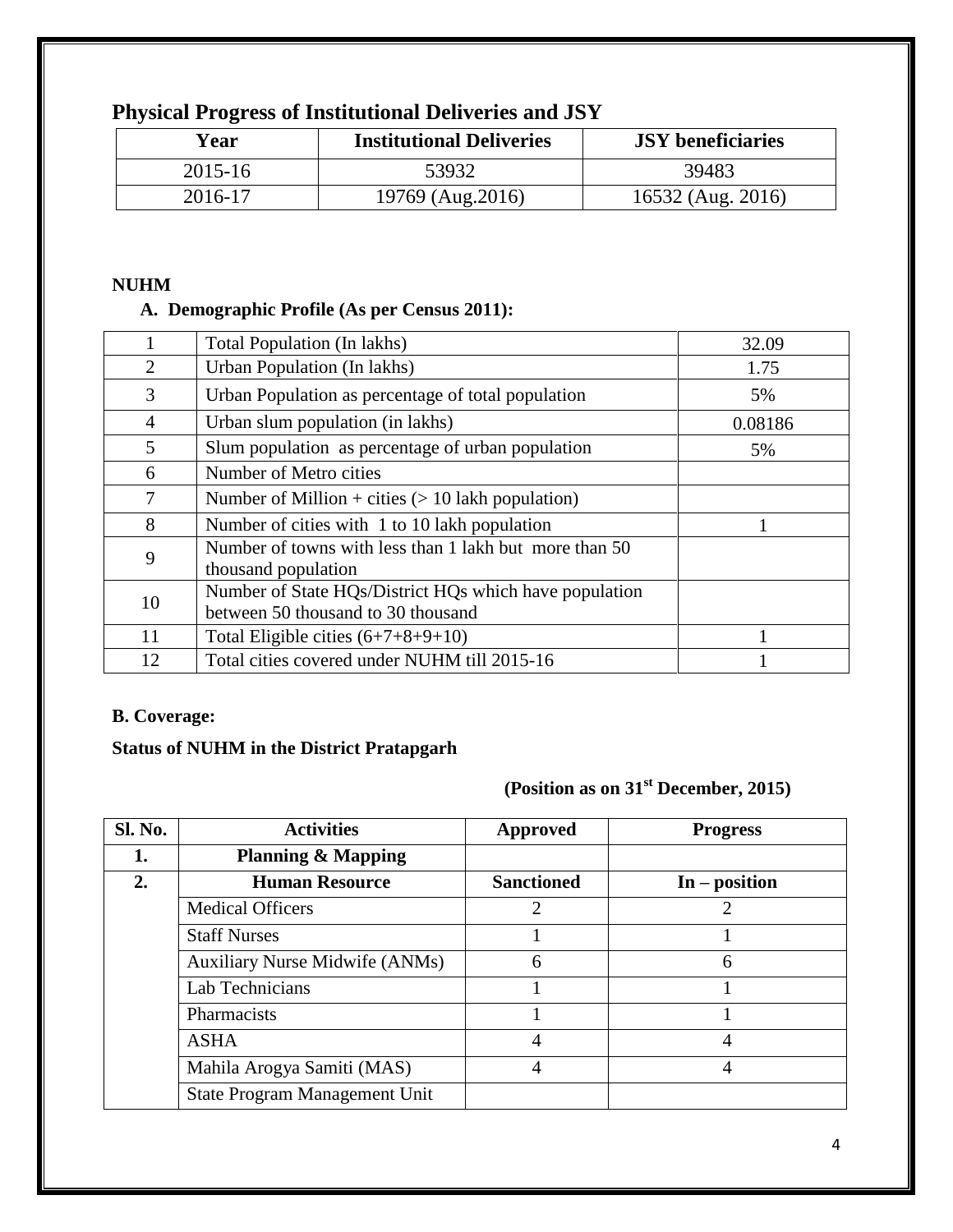## Physical Progress of Institutional Deliveries and JSY

| Year | Institutional Deliveries | JSY beneficiaries |
|---|---|---|
| 2015-16 | 53932 | 39483 |
| 2016-17 | 19769 (Aug.2016) | 16532 (Aug. 2016) |

**NUHM**

### A. Demographic Profile (As per Census 2011):

| | | |
|---|---|---|
| 1 | Total Population (In lakhs) | 32.09 |
| 2 | Urban Population (In lakhs) | 1.75 |
| 3 | Urban Population as percentage of total population | 5% |
| 4 | Urban slum population (in lakhs) | 0.08186 |
| 5 | Slum population as percentage of urban population | 5% |
| 6 | Number of Metro cities | |
| 7 | Number of Million + cities (> 10 lakh population) | |
| 8 | Number of cities with 1 to 10 lakh population | 1 |
| 9 | Number of towns with less than 1 lakh but more than 50 thousand population | |
| 10 | Number of State HQs/District HQs which have population between 50 thousand to 30 thousand | |
| 11 | Total Eligible cities (6+7+8+9+10) | 1 |
| 12 | Total cities covered under NUHM till 2015-16 | 1 |

**B. Coverage:**

**Status of NUHM in the District Pratapgarh**

**(Position as on 31st December, 2015)**

| Sl. No. | Activities | Approved | Progress |
|---|---|---|---|
| **1.** | **Planning & Mapping** | | |
| **2.** | **Human Resource** | **Sanctioned** | **In – position** |
| | Medical Officers | 2 | 2 |
| | Staff Nurses | 1 | 1 |
| | Auxiliary Nurse Midwife (ANMs) | 6 | 6 |
| | Lab Technicians | 1 | 1 |
| | Pharmacists | 1 | 1 |
| | ASHA | 4 | 4 |
| | Mahila Arogya Samiti (MAS) | 4 | 4 |
| | State Program Management Unit | | |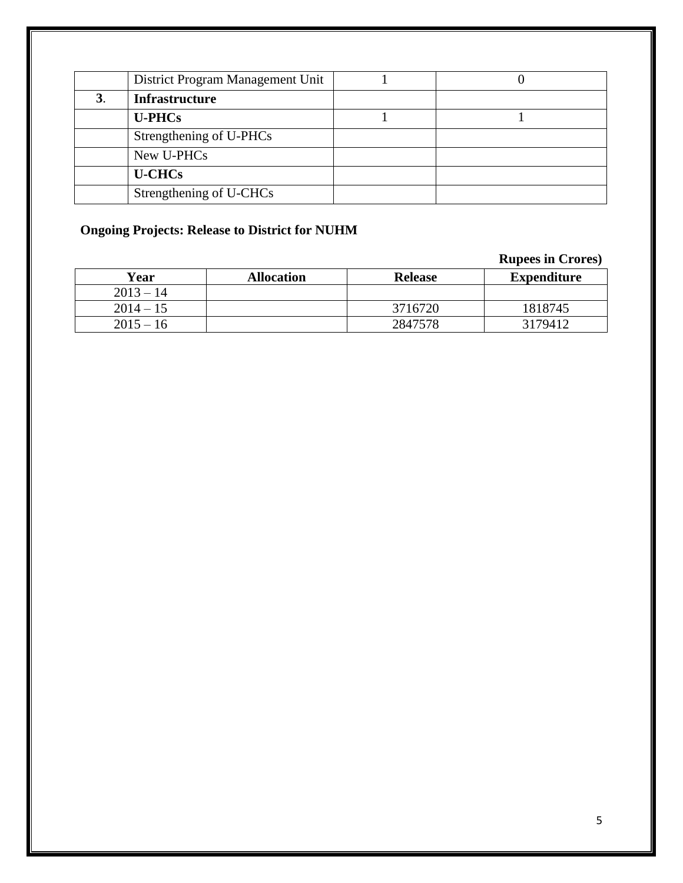| | | | |
|---|---|---|---|
| | District Program Management Unit | 1 | 0 |
| **3**. | **Infrastructure** | | |
| | **U-PHCs** | 1 | 1 |
| | Strengthening of U-PHCs | | |
| | New U-PHCs | | |
| | **U-CHCs** | | |
| | Strengthening of U-CHCs | | |

**Ongoing Projects: Release to District for NUHM**

**Rupees in Crores)**

| **Year** | **Allocation** | **Release** | **Expenditure** |
|---|---|---|---|
| 2013 – 14 | | | |
| 2014 – 15 | | 3716720 | 1818745 |
| 2015 – 16 | | 2847578 | 3179412 |